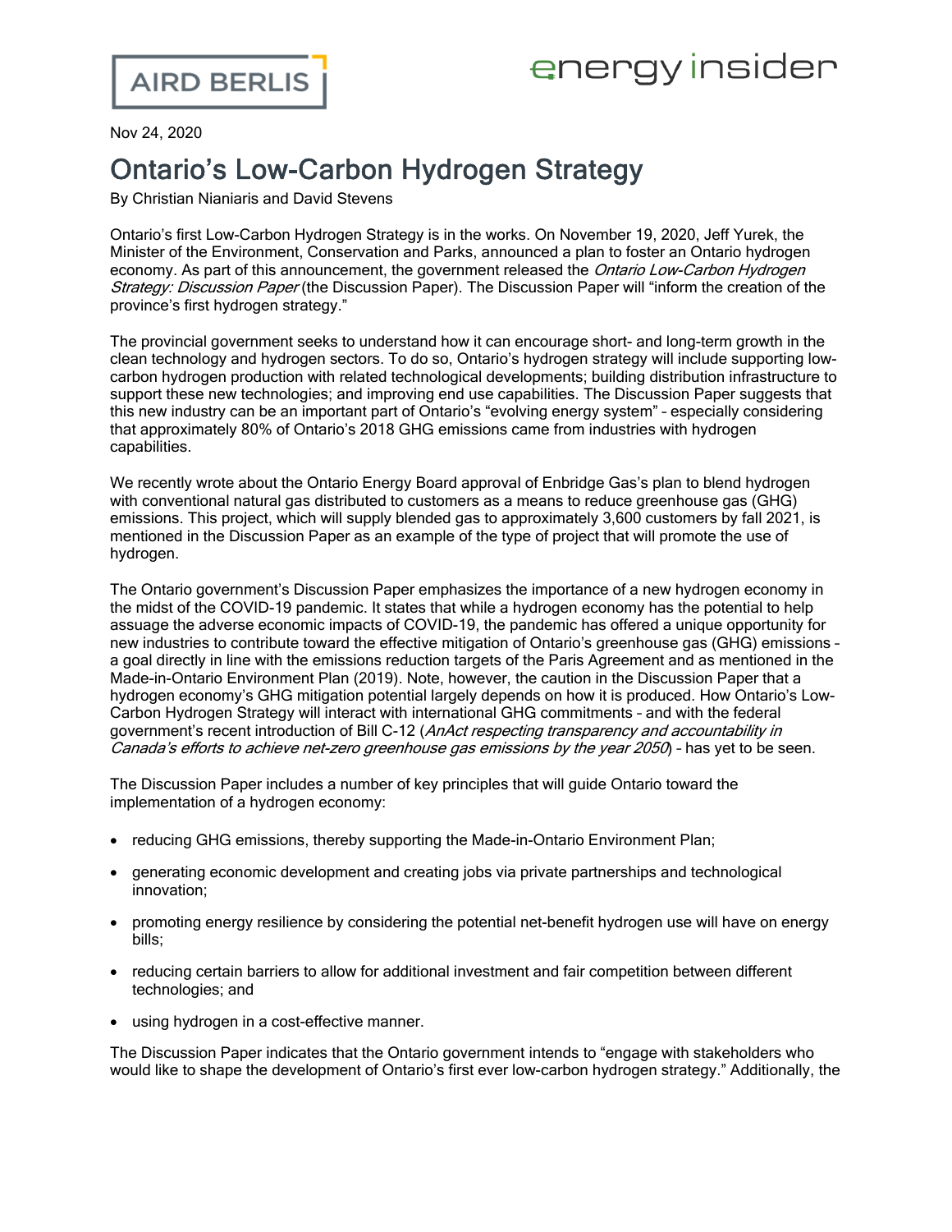Nov 24, 2020

# Ontario's Low-Carbon Hydrogen Strategy

By Christian Nianiaris and David Stevens

Ontario's first Low-Carbon Hydrogen Strategy is in the works. On November 19, 2020, Jeff Yurek, the Minister of the Environment, Conservation and Parks, announced a plan to foster an Ontario hydrogen economy. As part of this announcement, the government released the *Ontario Low-Carbon Hydrogen Strategy: Discussion Paper* (the Discussion Paper). The Discussion Paper will "inform the creation of the province's first hydrogen strategy."

The provincial government seeks to understand how it can encourage short- and long-term growth in the clean technology and hydrogen sectors. To do so, Ontario's hydrogen strategy will include supporting low-carbon hydrogen production with related technological developments; building distribution infrastructure to support these new technologies; and improving end use capabilities. The Discussion Paper suggests that this new industry can be an important part of Ontario's "evolving energy system" – especially considering that approximately 80% of Ontario's 2018 GHG emissions came from industries with hydrogen capabilities.

We recently wrote about the Ontario Energy Board approval of Enbridge Gas's plan to blend hydrogen with conventional natural gas distributed to customers as a means to reduce greenhouse gas (GHG) emissions. This project, which will supply blended gas to approximately 3,600 customers by fall 2021, is mentioned in the Discussion Paper as an example of the type of project that will promote the use of hydrogen.

The Ontario government's Discussion Paper emphasizes the importance of a new hydrogen economy in the midst of the COVID-19 pandemic. It states that while a hydrogen economy has the potential to help assuage the adverse economic impacts of COVID-19, the pandemic has offered a unique opportunity for new industries to contribute toward the effective mitigation of Ontario's greenhouse gas (GHG) emissions – a goal directly in line with the emissions reduction targets of the Paris Agreement and as mentioned in the Made-in-Ontario Environment Plan (2019). Note, however, the caution in the Discussion Paper that a hydrogen economy's GHG mitigation potential largely depends on how it is produced. How Ontario's Low-Carbon Hydrogen Strategy will interact with international GHG commitments – and with the federal government's recent introduction of Bill C-12 (*AnAct respecting transparency and accountability in Canada's efforts to achieve net-zero greenhouse gas emissions by the year 2050*) – has yet to be seen.

The Discussion Paper includes a number of key principles that will guide Ontario toward the implementation of a hydrogen economy:

- reducing GHG emissions, thereby supporting the Made-in-Ontario Environment Plan;
- generating economic development and creating jobs via private partnerships and technological innovation;
- promoting energy resilience by considering the potential net-benefit hydrogen use will have on energy bills;
- reducing certain barriers to allow for additional investment and fair competition between different technologies; and
- using hydrogen in a cost-effective manner.

The Discussion Paper indicates that the Ontario government intends to "engage with stakeholders who would like to shape the development of Ontario's first ever low-carbon hydrogen strategy." Additionally, the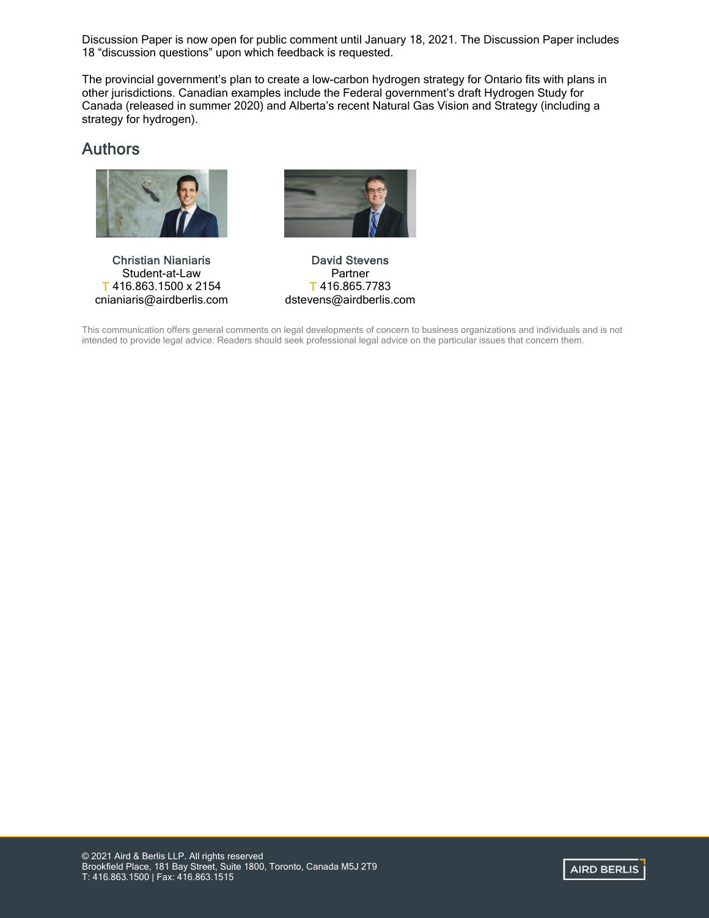Discussion Paper is now open for public comment until January 18, 2021. The Discussion Paper includes 18 "discussion questions" upon which feedback is requested.

The provincial government's plan to create a low-carbon hydrogen strategy for Ontario fits with plans in other jurisdictions. Canadian examples include the Federal government's draft Hydrogen Study for Canada (released in summer 2020) and Alberta's recent Natural Gas Vision and Strategy (including a strategy for hydrogen).

## Authors

Christian Nianiaris
Student-at-Law
T 416.863.1500 x 2154
cnianiaris@airdberlis.com

David Stevens
Partner
T 416.865.7783
dstevens@airdberlis.com

This communication offers general comments on legal developments of concern to business organizations and individuals and is not intended to provide legal advice. Readers should seek professional legal advice on the particular issues that concern them.

© 2021 Aird & Berlis LLP. All rights reserved
Brookfield Place, 181 Bay Street, Suite 1800, Toronto, Canada M5J 2T9
T: 416.863.1500 | Fax: 416.863.1515